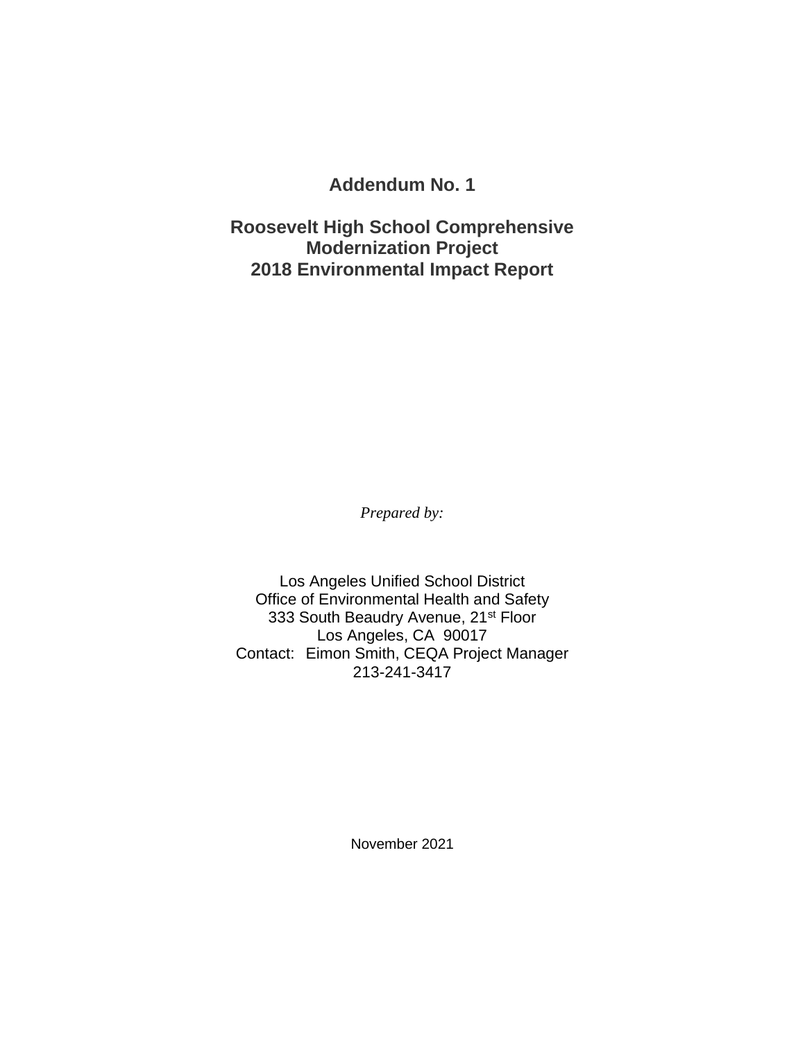# Addendum No. 1

# Roosevelt High School Comprehensive Modernization Project 2018 Environmental Impact Report

*Prepared by:*

Los Angeles Unified School District
Office of Environmental Health and Safety
333 South Beaudry Avenue, 21st Floor
Los Angeles, CA 90017
Contact: Eimon Smith, CEQA Project Manager
213-241-3417

November 2021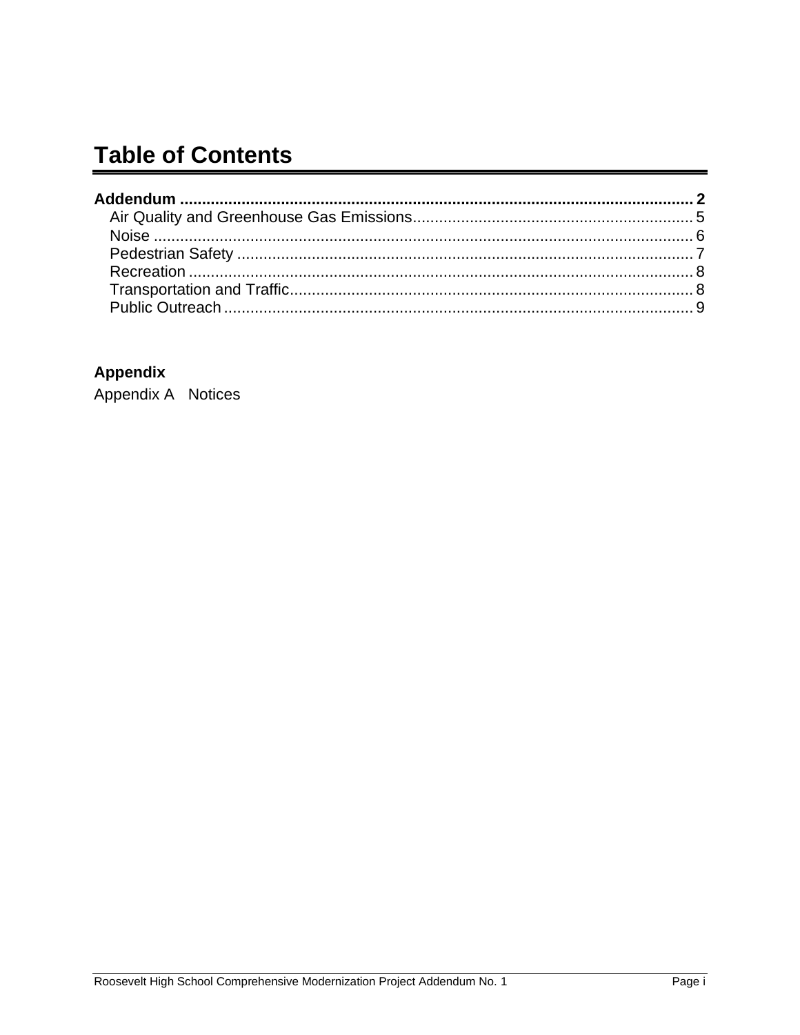# Table of Contents

**Addendum .......... 2**

- Air Quality and Greenhouse Gas Emissions .......... 5
- Noise .......... 6
- Pedestrian Safety .......... 7
- Recreation .......... 8
- Transportation and Traffic .......... 8
- Public Outreach .......... 9

**Appendix**

Appendix A Notices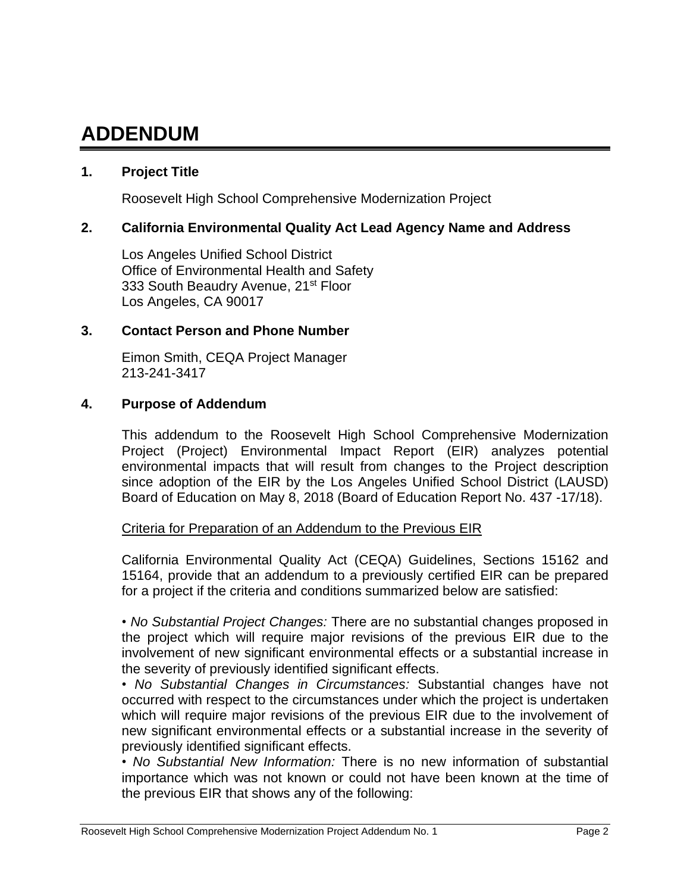# ADDENDUM

## 1. Project Title

Roosevelt High School Comprehensive Modernization Project

## 2. California Environmental Quality Act Lead Agency Name and Address

Los Angeles Unified School District
Office of Environmental Health and Safety
333 South Beaudry Avenue, 21st Floor
Los Angeles, CA 90017

## 3. Contact Person and Phone Number

Eimon Smith, CEQA Project Manager
213-241-3417

## 4. Purpose of Addendum

This addendum to the Roosevelt High School Comprehensive Modernization Project (Project) Environmental Impact Report (EIR) analyzes potential environmental impacts that will result from changes to the Project description since adoption of the EIR by the Los Angeles Unified School District (LAUSD) Board of Education on May 8, 2018 (Board of Education Report No. 437 -17/18).

Criteria for Preparation of an Addendum to the Previous EIR

California Environmental Quality Act (CEQA) Guidelines, Sections 15162 and 15164, provide that an addendum to a previously certified EIR can be prepared for a project if the criteria and conditions summarized below are satisfied:

- *No Substantial Project Changes:* There are no substantial changes proposed in the project which will require major revisions of the previous EIR due to the involvement of new significant environmental effects or a substantial increase in the severity of previously identified significant effects.
- *No Substantial Changes in Circumstances:* Substantial changes have not occurred with respect to the circumstances under which the project is undertaken which will require major revisions of the previous EIR due to the involvement of new significant environmental effects or a substantial increase in the severity of previously identified significant effects.
- *No Substantial New Information:* There is no new information of substantial importance which was not known or could not have been known at the time of the previous EIR that shows any of the following: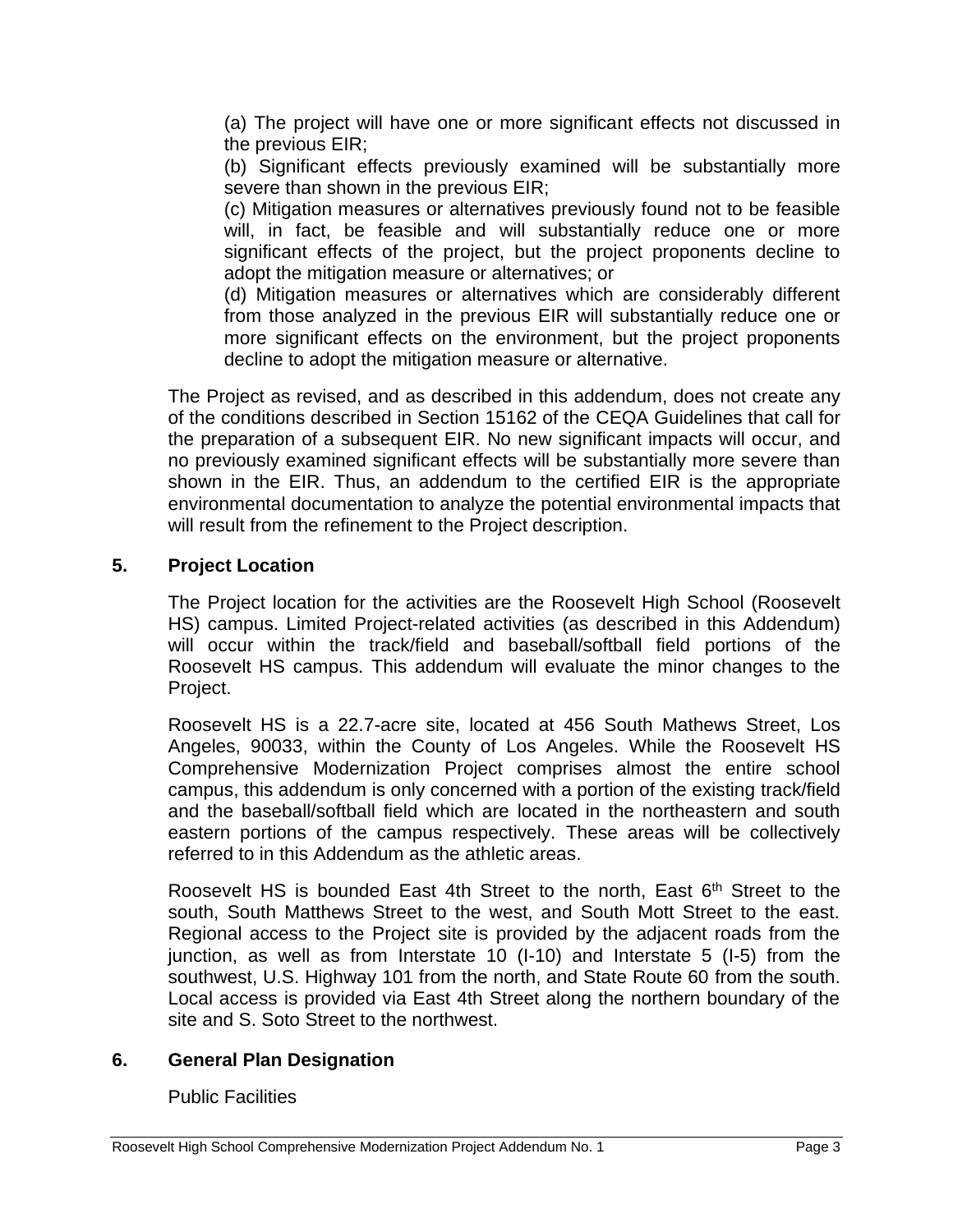(a) The project will have one or more significant effects not discussed in the previous EIR;

(b) Significant effects previously examined will be substantially more severe than shown in the previous EIR;

(c) Mitigation measures or alternatives previously found not to be feasible will, in fact, be feasible and will substantially reduce one or more significant effects of the project, but the project proponents decline to adopt the mitigation measure or alternatives; or

(d) Mitigation measures or alternatives which are considerably different from those analyzed in the previous EIR will substantially reduce one or more significant effects on the environment, but the project proponents decline to adopt the mitigation measure or alternative.

The Project as revised, and as described in this addendum, does not create any of the conditions described in Section 15162 of the CEQA Guidelines that call for the preparation of a subsequent EIR. No new significant impacts will occur, and no previously examined significant effects will be substantially more severe than shown in the EIR. Thus, an addendum to the certified EIR is the appropriate environmental documentation to analyze the potential environmental impacts that will result from the refinement to the Project description.

## 5. Project Location

The Project location for the activities are the Roosevelt High School (Roosevelt HS) campus. Limited Project-related activities (as described in this Addendum) will occur within the track/field and baseball/softball field portions of the Roosevelt HS campus. This addendum will evaluate the minor changes to the Project.

Roosevelt HS is a 22.7-acre site, located at 456 South Mathews Street, Los Angeles, 90033, within the County of Los Angeles. While the Roosevelt HS Comprehensive Modernization Project comprises almost the entire school campus, this addendum is only concerned with a portion of the existing track/field and the baseball/softball field which are located in the northeastern and south eastern portions of the campus respectively. These areas will be collectively referred to in this Addendum as the athletic areas.

Roosevelt HS is bounded East 4th Street to the north, East 6th Street to the south, South Matthews Street to the west, and South Mott Street to the east. Regional access to the Project site is provided by the adjacent roads from the junction, as well as from Interstate 10 (I-10) and Interstate 5 (I-5) from the southwest, U.S. Highway 101 from the north, and State Route 60 from the south. Local access is provided via East 4th Street along the northern boundary of the site and S. Soto Street to the northwest.

## 6. General Plan Designation

Public Facilities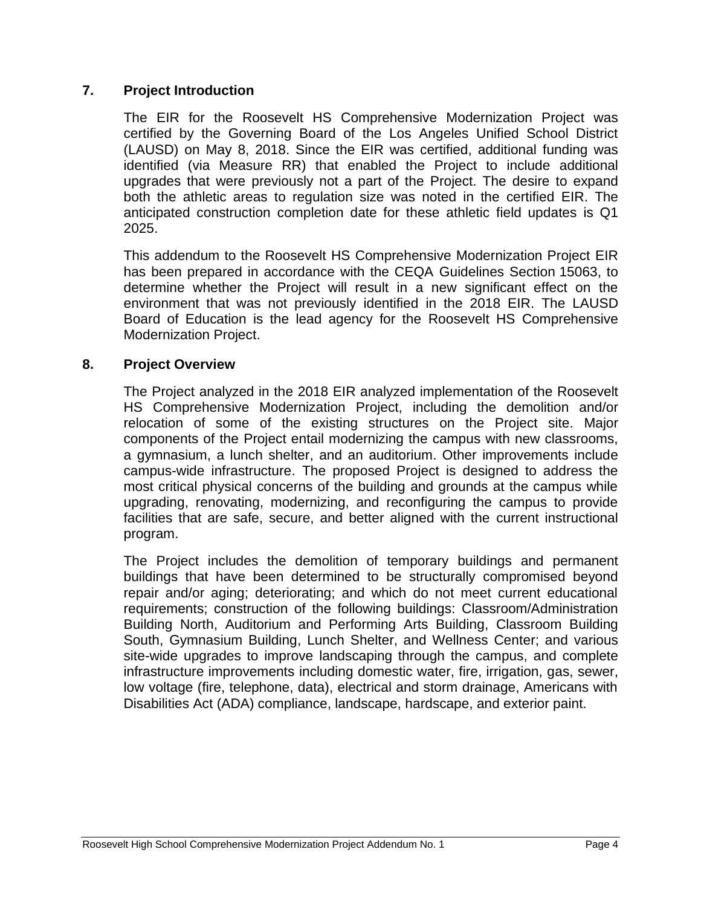## 7. Project Introduction

The EIR for the Roosevelt HS Comprehensive Modernization Project was certified by the Governing Board of the Los Angeles Unified School District (LAUSD) on May 8, 2018. Since the EIR was certified, additional funding was identified (via Measure RR) that enabled the Project to include additional upgrades that were previously not a part of the Project. The desire to expand both the athletic areas to regulation size was noted in the certified EIR. The anticipated construction completion date for these athletic field updates is Q1 2025.

This addendum to the Roosevelt HS Comprehensive Modernization Project EIR has been prepared in accordance with the CEQA Guidelines Section 15063, to determine whether the Project will result in a new significant effect on the environment that was not previously identified in the 2018 EIR. The LAUSD Board of Education is the lead agency for the Roosevelt HS Comprehensive Modernization Project.

## 8. Project Overview

The Project analyzed in the 2018 EIR analyzed implementation of the Roosevelt HS Comprehensive Modernization Project, including the demolition and/or relocation of some of the existing structures on the Project site. Major components of the Project entail modernizing the campus with new classrooms, a gymnasium, a lunch shelter, and an auditorium. Other improvements include campus-wide infrastructure. The proposed Project is designed to address the most critical physical concerns of the building and grounds at the campus while upgrading, renovating, modernizing, and reconfiguring the campus to provide facilities that are safe, secure, and better aligned with the current instructional program.

The Project includes the demolition of temporary buildings and permanent buildings that have been determined to be structurally compromised beyond repair and/or aging; deteriorating; and which do not meet current educational requirements; construction of the following buildings: Classroom/Administration Building North, Auditorium and Performing Arts Building, Classroom Building South, Gymnasium Building, Lunch Shelter, and Wellness Center; and various site-wide upgrades to improve landscaping through the campus, and complete infrastructure improvements including domestic water, fire, irrigation, gas, sewer, low voltage (fire, telephone, data), electrical and storm drainage, Americans with Disabilities Act (ADA) compliance, landscape, hardscape, and exterior paint.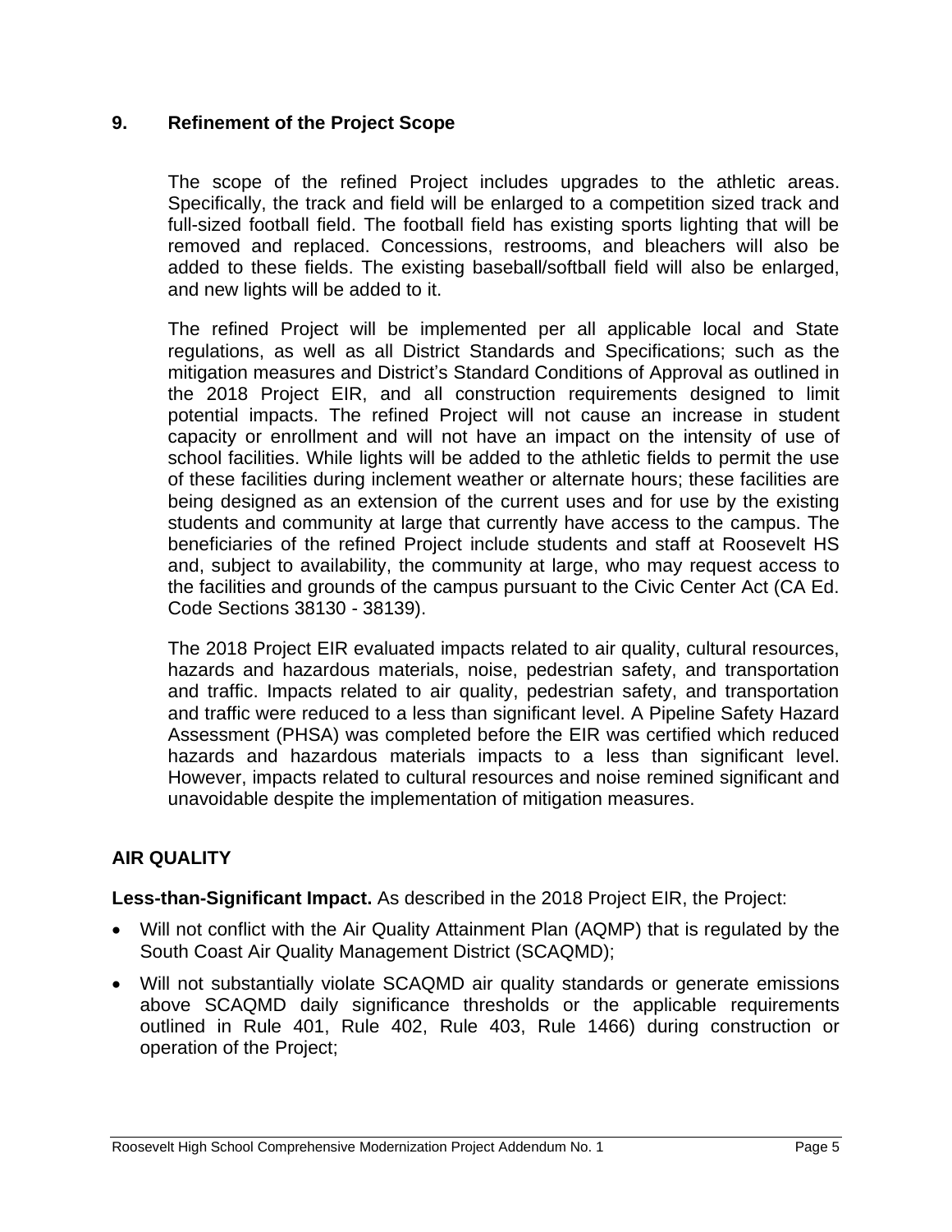## 9. Refinement of the Project Scope

The scope of the refined Project includes upgrades to the athletic areas. Specifically, the track and field will be enlarged to a competition sized track and full-sized football field. The football field has existing sports lighting that will be removed and replaced. Concessions, restrooms, and bleachers will also be added to these fields. The existing baseball/softball field will also be enlarged, and new lights will be added to it.

The refined Project will be implemented per all applicable local and State regulations, as well as all District Standards and Specifications; such as the mitigation measures and District's Standard Conditions of Approval as outlined in the 2018 Project EIR, and all construction requirements designed to limit potential impacts. The refined Project will not cause an increase in student capacity or enrollment and will not have an impact on the intensity of use of school facilities. While lights will be added to the athletic fields to permit the use of these facilities during inclement weather or alternate hours; these facilities are being designed as an extension of the current uses and for use by the existing students and community at large that currently have access to the campus. The beneficiaries of the refined Project include students and staff at Roosevelt HS and, subject to availability, the community at large, who may request access to the facilities and grounds of the campus pursuant to the Civic Center Act (CA Ed. Code Sections 38130 - 38139).

The 2018 Project EIR evaluated impacts related to air quality, cultural resources, hazards and hazardous materials, noise, pedestrian safety, and transportation and traffic. Impacts related to air quality, pedestrian safety, and transportation and traffic were reduced to a less than significant level. A Pipeline Safety Hazard Assessment (PHSA) was completed before the EIR was certified which reduced hazards and hazardous materials impacts to a less than significant level. However, impacts related to cultural resources and noise remined significant and unavoidable despite the implementation of mitigation measures.

## AIR QUALITY

**Less-than-Significant Impact.** As described in the 2018 Project EIR, the Project:

- Will not conflict with the Air Quality Attainment Plan (AQMP) that is regulated by the South Coast Air Quality Management District (SCAQMD);
- Will not substantially violate SCAQMD air quality standards or generate emissions above SCAQMD daily significance thresholds or the applicable requirements outlined in Rule 401, Rule 402, Rule 403, Rule 1466) during construction or operation of the Project;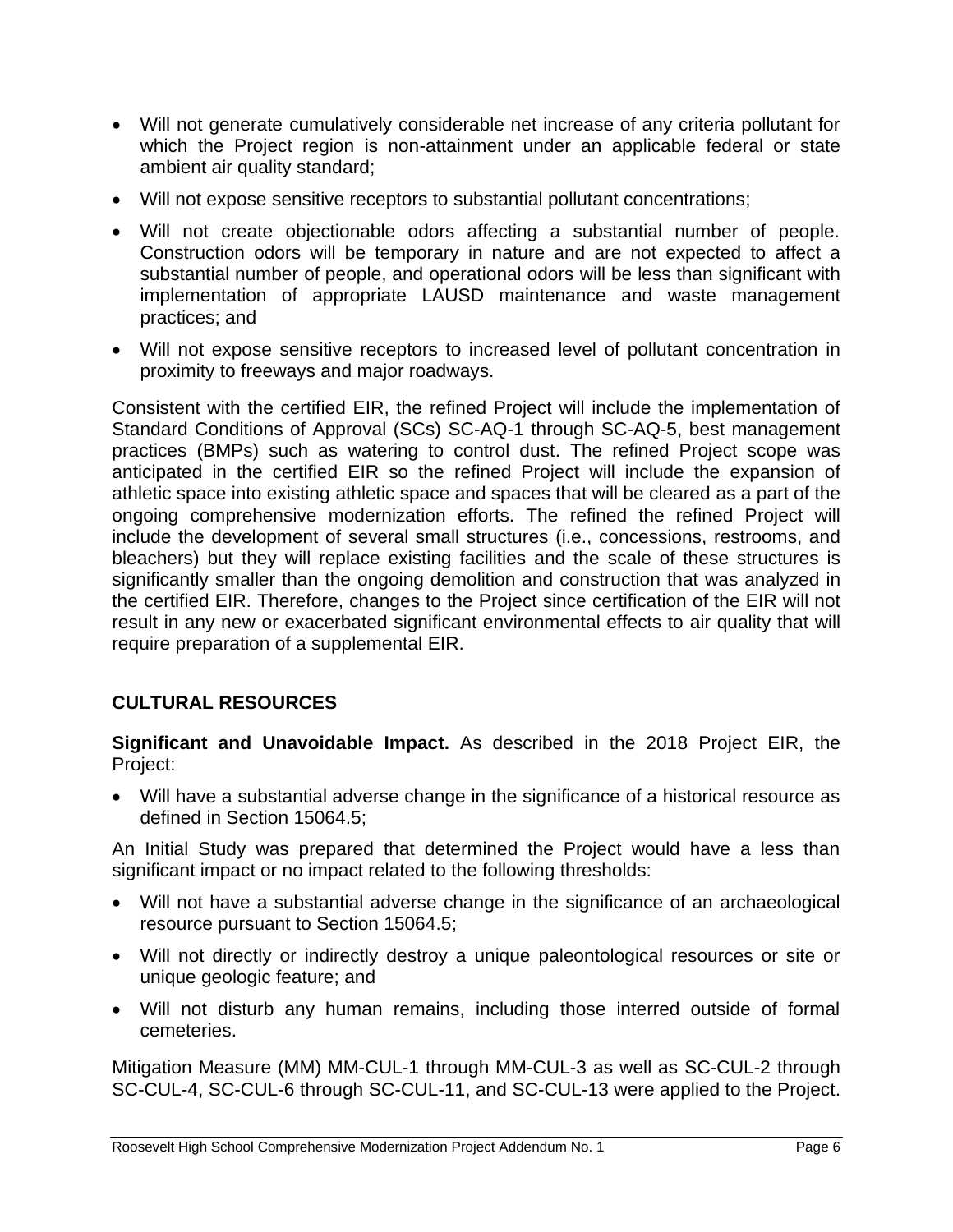- Will not generate cumulatively considerable net increase of any criteria pollutant for which the Project region is non-attainment under an applicable federal or state ambient air quality standard;
- Will not expose sensitive receptors to substantial pollutant concentrations;
- Will not create objectionable odors affecting a substantial number of people. Construction odors will be temporary in nature and are not expected to affect a substantial number of people, and operational odors will be less than significant with implementation of appropriate LAUSD maintenance and waste management practices; and
- Will not expose sensitive receptors to increased level of pollutant concentration in proximity to freeways and major roadways.

Consistent with the certified EIR, the refined Project will include the implementation of Standard Conditions of Approval (SCs) SC-AQ-1 through SC-AQ-5, best management practices (BMPs) such as watering to control dust. The refined Project scope was anticipated in the certified EIR so the refined Project will include the expansion of athletic space into existing athletic space and spaces that will be cleared as a part of the ongoing comprehensive modernization efforts. The refined the refined Project will include the development of several small structures (i.e., concessions, restrooms, and bleachers) but they will replace existing facilities and the scale of these structures is significantly smaller than the ongoing demolition and construction that was analyzed in the certified EIR. Therefore, changes to the Project since certification of the EIR will not result in any new or exacerbated significant environmental effects to air quality that will require preparation of a supplemental EIR.

## CULTURAL RESOURCES

**Significant and Unavoidable Impact.** As described in the 2018 Project EIR, the Project:

- Will have a substantial adverse change in the significance of a historical resource as defined in Section 15064.5;

An Initial Study was prepared that determined the Project would have a less than significant impact or no impact related to the following thresholds:

- Will not have a substantial adverse change in the significance of an archaeological resource pursuant to Section 15064.5;
- Will not directly or indirectly destroy a unique paleontological resources or site or unique geologic feature; and
- Will not disturb any human remains, including those interred outside of formal cemeteries.

Mitigation Measure (MM) MM-CUL-1 through MM-CUL-3 as well as SC-CUL-2 through SC-CUL-4, SC-CUL-6 through SC-CUL-11, and SC-CUL-13 were applied to the Project.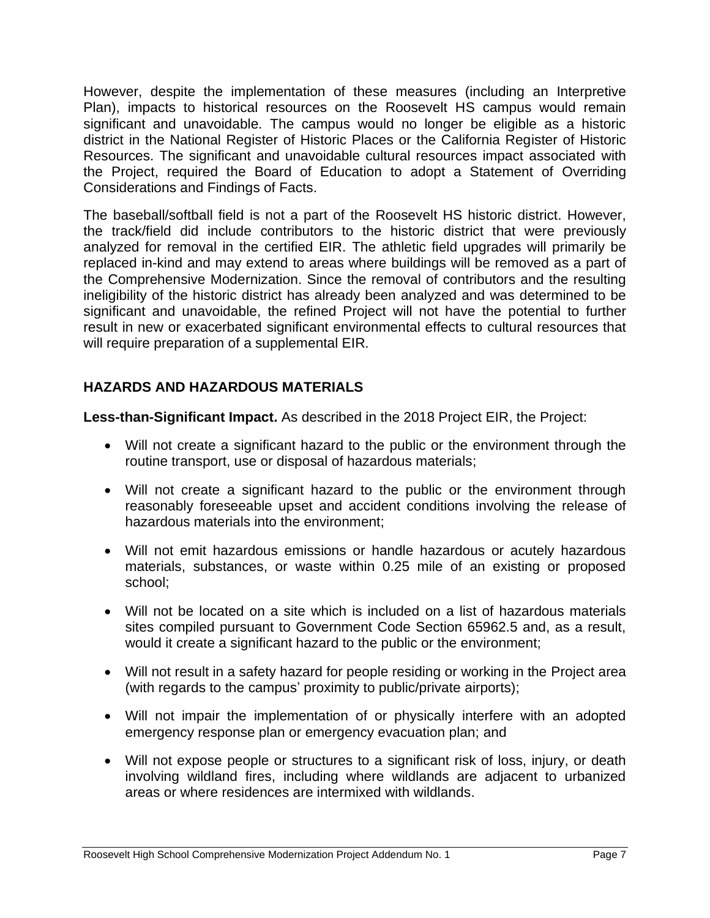However, despite the implementation of these measures (including an Interpretive Plan), impacts to historical resources on the Roosevelt HS campus would remain significant and unavoidable. The campus would no longer be eligible as a historic district in the National Register of Historic Places or the California Register of Historic Resources. The significant and unavoidable cultural resources impact associated with the Project, required the Board of Education to adopt a Statement of Overriding Considerations and Findings of Facts.

The baseball/softball field is not a part of the Roosevelt HS historic district. However, the track/field did include contributors to the historic district that were previously analyzed for removal in the certified EIR. The athletic field upgrades will primarily be replaced in-kind and may extend to areas where buildings will be removed as a part of the Comprehensive Modernization. Since the removal of contributors and the resulting ineligibility of the historic district has already been analyzed and was determined to be significant and unavoidable, the refined Project will not have the potential to further result in new or exacerbated significant environmental effects to cultural resources that will require preparation of a supplemental EIR.

## HAZARDS AND HAZARDOUS MATERIALS

**Less-than-Significant Impact.** As described in the 2018 Project EIR, the Project:

- Will not create a significant hazard to the public or the environment through the routine transport, use or disposal of hazardous materials;
- Will not create a significant hazard to the public or the environment through reasonably foreseeable upset and accident conditions involving the release of hazardous materials into the environment;
- Will not emit hazardous emissions or handle hazardous or acutely hazardous materials, substances, or waste within 0.25 mile of an existing or proposed school;
- Will not be located on a site which is included on a list of hazardous materials sites compiled pursuant to Government Code Section 65962.5 and, as a result, would it create a significant hazard to the public or the environment;
- Will not result in a safety hazard for people residing or working in the Project area (with regards to the campus' proximity to public/private airports);
- Will not impair the implementation of or physically interfere with an adopted emergency response plan or emergency evacuation plan; and
- Will not expose people or structures to a significant risk of loss, injury, or death involving wildland fires, including where wildlands are adjacent to urbanized areas or where residences are intermixed with wildlands.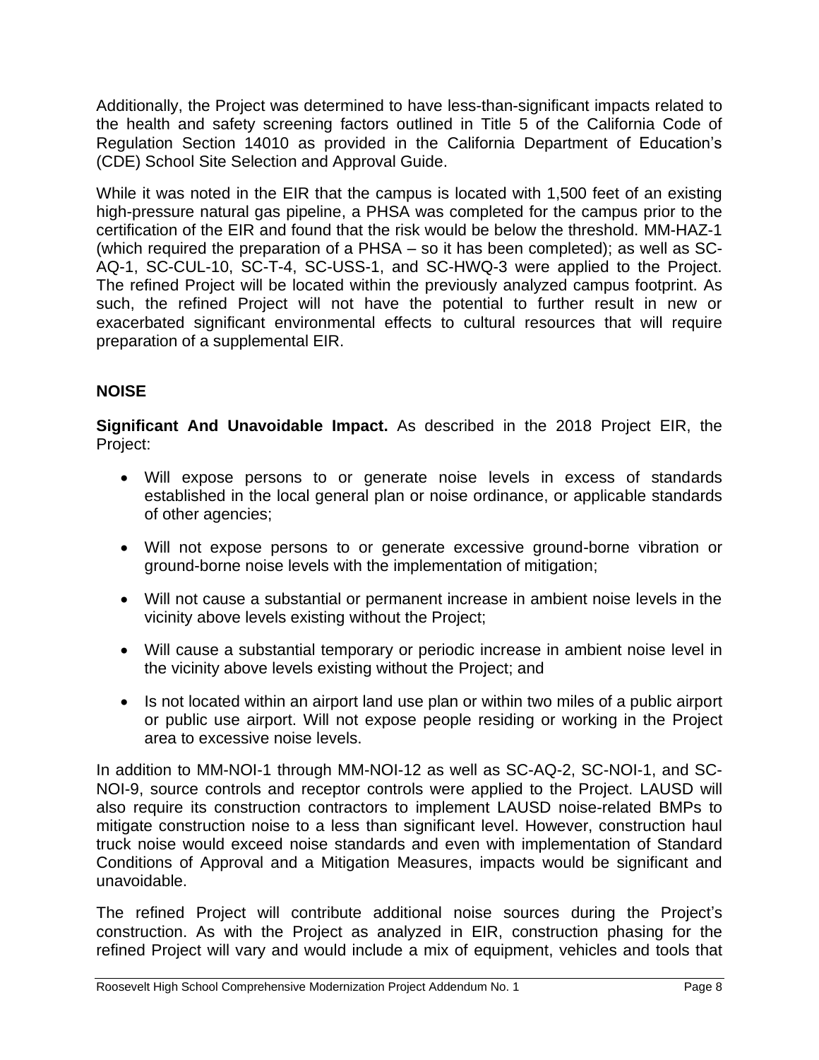Additionally, the Project was determined to have less-than-significant impacts related to the health and safety screening factors outlined in Title 5 of the California Code of Regulation Section 14010 as provided in the California Department of Education's (CDE) School Site Selection and Approval Guide.

While it was noted in the EIR that the campus is located with 1,500 feet of an existing high-pressure natural gas pipeline, a PHSA was completed for the campus prior to the certification of the EIR and found that the risk would be below the threshold. MM-HAZ-1 (which required the preparation of a PHSA – so it has been completed); as well as SC-AQ-1, SC-CUL-10, SC-T-4, SC-USS-1, and SC-HWQ-3 were applied to the Project. The refined Project will be located within the previously analyzed campus footprint. As such, the refined Project will not have the potential to further result in new or exacerbated significant environmental effects to cultural resources that will require preparation of a supplemental EIR.

## NOISE

**Significant And Unavoidable Impact.** As described in the 2018 Project EIR, the Project:

- Will expose persons to or generate noise levels in excess of standards established in the local general plan or noise ordinance, or applicable standards of other agencies;
- Will not expose persons to or generate excessive ground-borne vibration or ground-borne noise levels with the implementation of mitigation;
- Will not cause a substantial or permanent increase in ambient noise levels in the vicinity above levels existing without the Project;
- Will cause a substantial temporary or periodic increase in ambient noise level in the vicinity above levels existing without the Project; and
- Is not located within an airport land use plan or within two miles of a public airport or public use airport. Will not expose people residing or working in the Project area to excessive noise levels.

In addition to MM-NOI-1 through MM-NOI-12 as well as SC-AQ-2, SC-NOI-1, and SC-NOI-9, source controls and receptor controls were applied to the Project. LAUSD will also require its construction contractors to implement LAUSD noise-related BMPs to mitigate construction noise to a less than significant level. However, construction haul truck noise would exceed noise standards and even with implementation of Standard Conditions of Approval and a Mitigation Measures, impacts would be significant and unavoidable.

The refined Project will contribute additional noise sources during the Project's construction. As with the Project as analyzed in EIR, construction phasing for the refined Project will vary and would include a mix of equipment, vehicles and tools that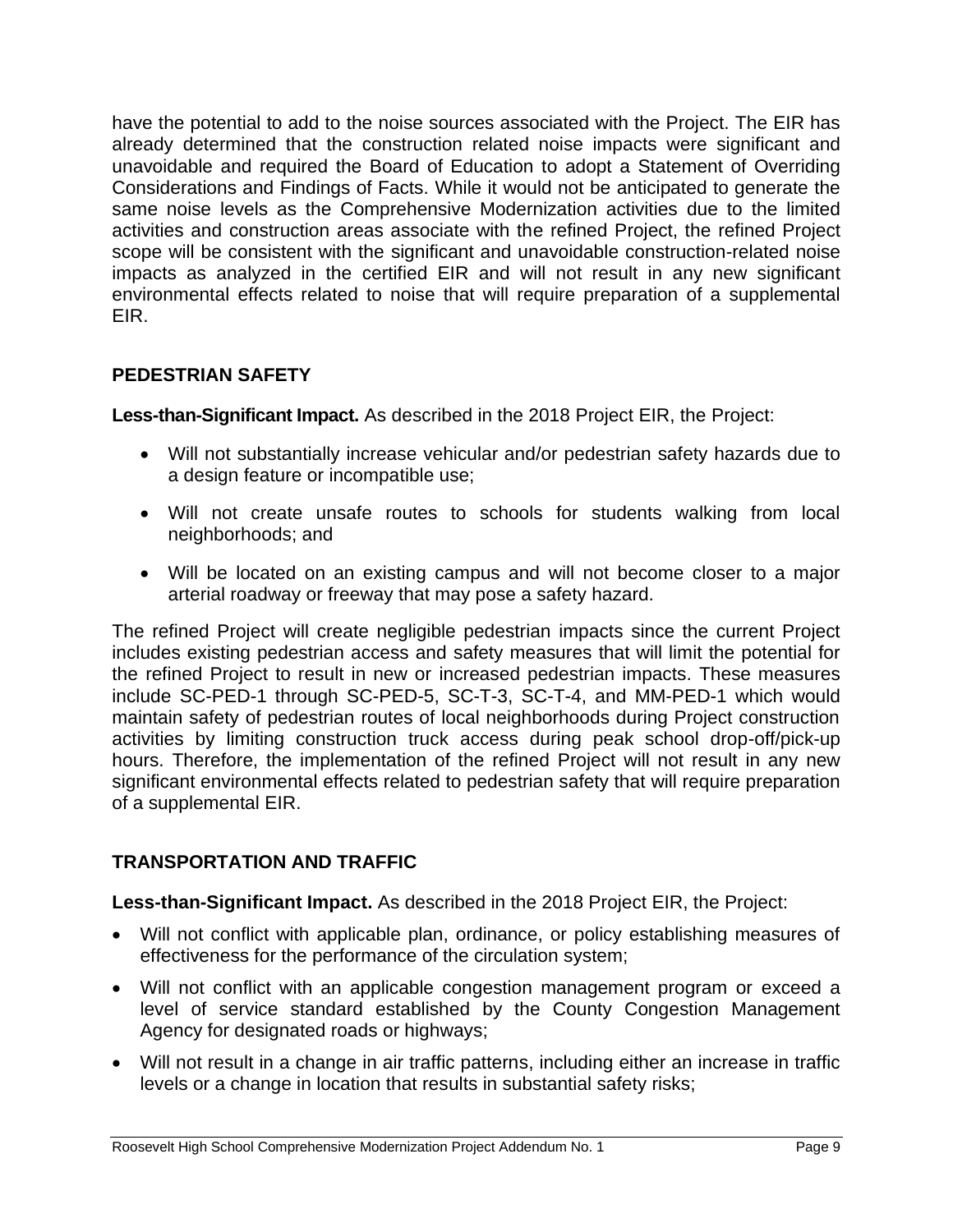have the potential to add to the noise sources associated with the Project. The EIR has already determined that the construction related noise impacts were significant and unavoidable and required the Board of Education to adopt a Statement of Overriding Considerations and Findings of Facts. While it would not be anticipated to generate the same noise levels as the Comprehensive Modernization activities due to the limited activities and construction areas associate with the refined Project, the refined Project scope will be consistent with the significant and unavoidable construction-related noise impacts as analyzed in the certified EIR and will not result in any new significant environmental effects related to noise that will require preparation of a supplemental EIR.

## PEDESTRIAN SAFETY

**Less-than-Significant Impact.** As described in the 2018 Project EIR, the Project:

- Will not substantially increase vehicular and/or pedestrian safety hazards due to a design feature or incompatible use;
- Will not create unsafe routes to schools for students walking from local neighborhoods; and
- Will be located on an existing campus and will not become closer to a major arterial roadway or freeway that may pose a safety hazard.

The refined Project will create negligible pedestrian impacts since the current Project includes existing pedestrian access and safety measures that will limit the potential for the refined Project to result in new or increased pedestrian impacts. These measures include SC-PED-1 through SC-PED-5, SC-T-3, SC-T-4, and MM-PED-1 which would maintain safety of pedestrian routes of local neighborhoods during Project construction activities by limiting construction truck access during peak school drop-off/pick-up hours. Therefore, the implementation of the refined Project will not result in any new significant environmental effects related to pedestrian safety that will require preparation of a supplemental EIR.

## TRANSPORTATION AND TRAFFIC

**Less-than-Significant Impact.** As described in the 2018 Project EIR, the Project:

- Will not conflict with applicable plan, ordinance, or policy establishing measures of effectiveness for the performance of the circulation system;
- Will not conflict with an applicable congestion management program or exceed a level of service standard established by the County Congestion Management Agency for designated roads or highways;
- Will not result in a change in air traffic patterns, including either an increase in traffic levels or a change in location that results in substantial safety risks;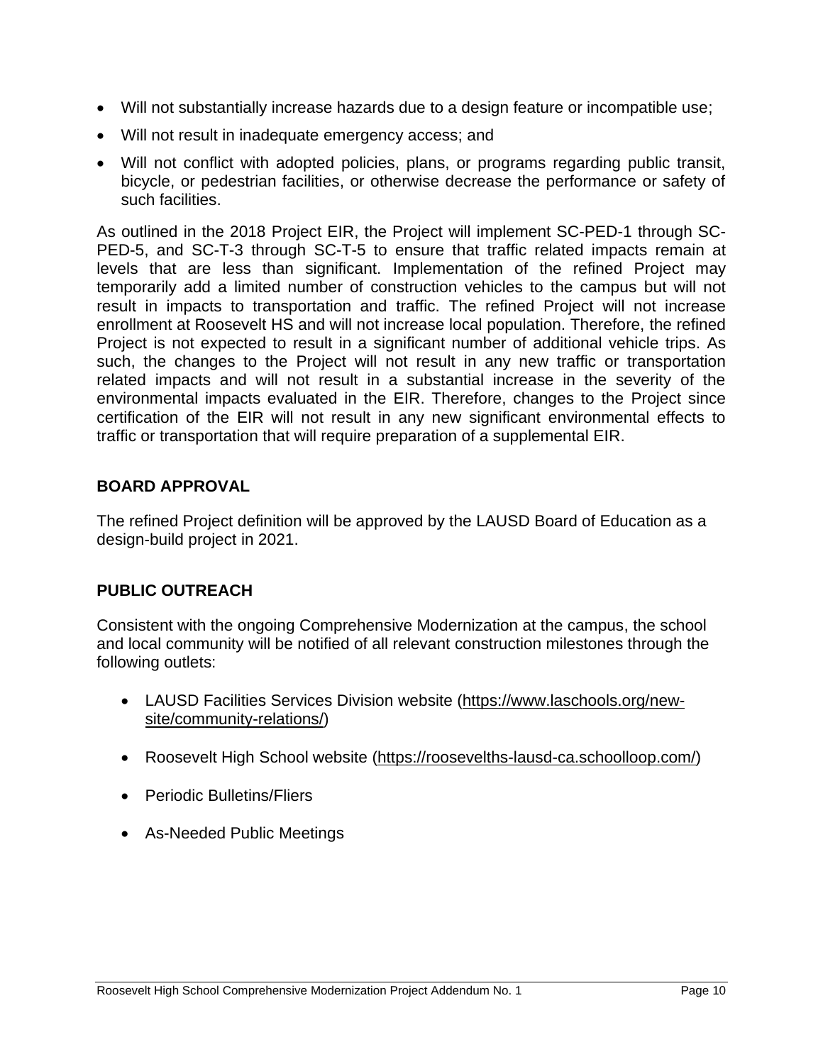- Will not substantially increase hazards due to a design feature or incompatible use;
- Will not result in inadequate emergency access; and
- Will not conflict with adopted policies, plans, or programs regarding public transit, bicycle, or pedestrian facilities, or otherwise decrease the performance or safety of such facilities.

As outlined in the 2018 Project EIR, the Project will implement SC-PED-1 through SC-PED-5, and SC-T-3 through SC-T-5 to ensure that traffic related impacts remain at levels that are less than significant. Implementation of the refined Project may temporarily add a limited number of construction vehicles to the campus but will not result in impacts to transportation and traffic. The refined Project will not increase enrollment at Roosevelt HS and will not increase local population. Therefore, the refined Project is not expected to result in a significant number of additional vehicle trips. As such, the changes to the Project will not result in any new traffic or transportation related impacts and will not result in a substantial increase in the severity of the environmental impacts evaluated in the EIR. Therefore, changes to the Project since certification of the EIR will not result in any new significant environmental effects to traffic or transportation that will require preparation of a supplemental EIR.

## BOARD APPROVAL

The refined Project definition will be approved by the LAUSD Board of Education as a design-build project in 2021.

## PUBLIC OUTREACH

Consistent with the ongoing Comprehensive Modernization at the campus, the school and local community will be notified of all relevant construction milestones through the following outlets:

- LAUSD Facilities Services Division website (https://www.laschools.org/new-site/community-relations/)
- Roosevelt High School website (https://roosevelths-lausd-ca.schoolloop.com/)
- Periodic Bulletins/Fliers
- As-Needed Public Meetings